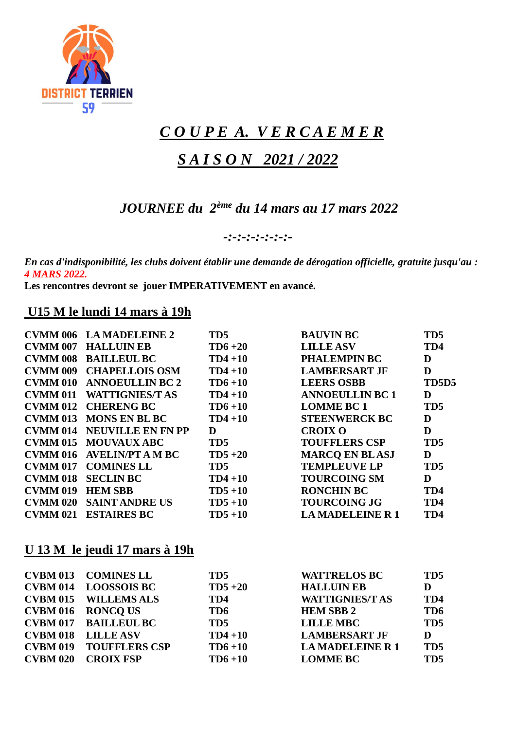DISTRICT TERRIEN 59

# *COUPE A. VERCAEMER*

# *SAISON 2021 / 2022*

## *JOURNEE du 2ème du 14 mars au 17 mars 2022*

*-:-:-:-:-:-:-:-*

***En cas d'indisponibilité, les clubs doivent établir une demande de dérogation officielle, gratuite jusqu'au : 4 MARS 2022.***

**Les rencontres devront se jouer IMPERATIVEMENT en avancé.**

## U15 M le lundi 14 mars à 19h

| | | | | |
|---|---|---|---|---|
| **CVMM 006** | **LA MADELEINE 2** | **TD5** | **BAUVIN BC** | **TD5** |
| **CVMM 007** | **HALLUIN EB** | **TD6 +20** | **LILLE ASV** | **TD4** |
| **CVMM 008** | **BAILLEUL BC** | **TD4 +10** | **PHALEMPIN BC** | **D** |
| **CVMM 009** | **CHAPELLOIS OSM** | **TD4 +10** | **LAMBERSART JF** | **D** |
| **CVMM 010** | **ANNOEULLIN BC 2** | **TD6 +10** | **LEERS OSBB** | **TD5D5** |
| **CVMM 011** | **WATTIGNIES/T AS** | **TD4 +10** | **ANNOEULLIN BC 1** | **D** |
| **CVMM 012** | **CHERENG BC** | **TD6 +10** | **LOMME BC 1** | **TD5** |
| **CVMM 013** | **MONS EN BL BC** | **TD4 +10** | **STEENWERCK BC** | **D** |
| **CVMM 014** | **NEUVILLE EN FN PP** | **D** | **CROIX O** | **D** |
| **CVMM 015** | **MOUVAUX ABC** | **TD5** | **TOUFFLERS CSP** | **TD5** |
| **CVMM 016** | **AVELIN/PT A M BC** | **TD5 +20** | **MARCQ EN BL ASJ** | **D** |
| **CVMM 017** | **COMINES LL** | **TD5** | **TEMPLEUVE LP** | **TD5** |
| **CVMM 018** | **SECLIN BC** | **TD4 +10** | **TOURCOING SM** | **D** |
| **CVMM 019** | **HEM SBB** | **TD5 +10** | **RONCHIN BC** | **TD4** |
| **CVMM 020** | **SAINT ANDRE US** | **TD5 +10** | **TOURCOING JG** | **TD4** |
| **CVMM 021** | **ESTAIRES BC** | **TD5 +10** | **LA MADELEINE R 1** | **TD4** |

## U 13 M le jeudi 17 mars à 19h

| | | | | |
|---|---|---|---|---|
| **CVBM 013** | **COMINES LL** | **TD5** | **WATTRELOS BC** | **TD5** |
| **CVBM 014** | **LOOSSOIS BC** | **TD5 +20** | **HALLUIN EB** | **D** |
| **CVBM 015** | **WILLEMS ALS** | **TD4** | **WATTIGNIES/T AS** | **TD4** |
| **CVBM 016** | **RONCQ US** | **TD6** | **HEM SBB 2** | **TD6** |
| **CVBM 017** | **BAILLEUL BC** | **TD5** | **LILLE MBC** | **TD5** |
| **CVBM 018** | **LILLE ASV** | **TD4 +10** | **LAMBERSART JF** | **D** |
| **CVBM 019** | **TOUFFLERS CSP** | **TD6 +10** | **LA MADELEINE R 1** | **TD5** |
| **CVBM 020** | **CROIX FSP** | **TD6 +10** | **LOMME BC** | **TD5** |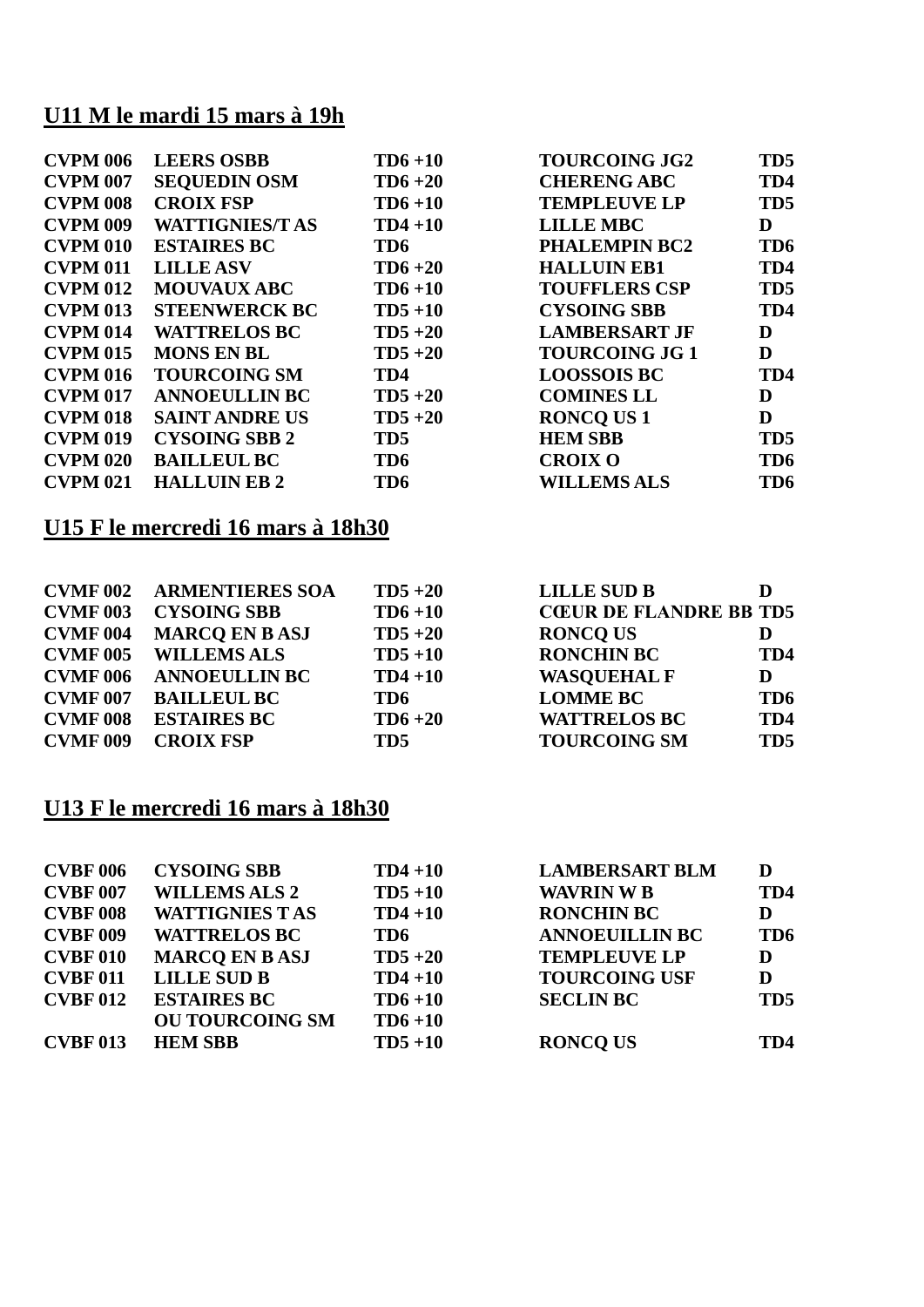## U11 M le mardi 15 mars à 19h

| | | | | |
|---|---|---|---|---|
| **CVPM 006** | **LEERS OSBB** | **TD6 +10** | **TOURCOING JG2** | **TD5** |
| **CVPM 007** | **SEQUEDIN OSM** | **TD6 +20** | **CHERENG ABC** | **TD4** |
| **CVPM 008** | **CROIX FSP** | **TD6 +10** | **TEMPLEUVE LP** | **TD5** |
| **CVPM 009** | **WATTIGNIES/T AS** | **TD4 +10** | **LILLE MBC** | **D** |
| **CVPM 010** | **ESTAIRES BC** | **TD6** | **PHALEMPIN BC2** | **TD6** |
| **CVPM 011** | **LILLE ASV** | **TD6 +20** | **HALLUIN EB1** | **TD4** |
| **CVPM 012** | **MOUVAUX ABC** | **TD6 +10** | **TOUFFLERS CSP** | **TD5** |
| **CVPM 013** | **STEENWERCK BC** | **TD5 +10** | **CYSOING SBB** | **TD4** |
| **CVPM 014** | **WATTRELOS BC** | **TD5 +20** | **LAMBERSART JF** | **D** |
| **CVPM 015** | **MONS EN BL** | **TD5 +20** | **TOURCOING JG 1** | **D** |
| **CVPM 016** | **TOURCOING SM** | **TD4** | **LOOSSOIS BC** | **TD4** |
| **CVPM 017** | **ANNOEULLIN BC** | **TD5 +20** | **COMINES LL** | **D** |
| **CVPM 018** | **SAINT ANDRE US** | **TD5 +20** | **RONCQ US 1** | **D** |
| **CVPM 019** | **CYSOING SBB 2** | **TD5** | **HEM SBB** | **TD5** |
| **CVPM 020** | **BAILLEUL BC** | **TD6** | **CROIX O** | **TD6** |
| **CVPM 021** | **HALLUIN EB 2** | **TD6** | **WILLEMS ALS** | **TD6** |

## U15 F le mercredi 16 mars à 18h30

| | | | | |
|---|---|---|---|---|
| **CVMF 002** | **ARMENTIERES SOA** | **TD5 +20** | **LILLE SUD B** | **D** |
| **CVMF 003** | **CYSOING SBB** | **TD6 +10** | **CŒUR DE FLANDRE BB** | **TD5** |
| **CVMF 004** | **MARCQ EN B ASJ** | **TD5 +20** | **RONCQ US** | **D** |
| **CVMF 005** | **WILLEMS ALS** | **TD5 +10** | **RONCHIN BC** | **TD4** |
| **CVMF 006** | **ANNOEULLIN BC** | **TD4 +10** | **WASQUEHAL F** | **D** |
| **CVMF 007** | **BAILLEUL BC** | **TD6** | **LOMME BC** | **TD6** |
| **CVMF 008** | **ESTAIRES BC** | **TD6 +20** | **WATTRELOS BC** | **TD4** |
| **CVMF 009** | **CROIX FSP** | **TD5** | **TOURCOING SM** | **TD5** |

## U13 F le mercredi 16 mars à 18h30

| | | | | |
|---|---|---|---|---|
| **CVBF 006** | **CYSOING SBB** | **TD4 +10** | **LAMBERSART BLM** | **D** |
| **CVBF 007** | **WILLEMS ALS 2** | **TD5 +10** | **WAVRIN W B** | **TD4** |
| **CVBF 008** | **WATTIGNIES T AS** | **TD4 +10** | **RONCHIN BC** | **D** |
| **CVBF 009** | **WATTRELOS BC** | **TD6** | **ANNOEUILLIN BC** | **TD6** |
| **CVBF 010** | **MARCQ EN B ASJ** | **TD5 +20** | **TEMPLEUVE LP** | **D** |
| **CVBF 011** | **LILLE SUD B** | **TD4 +10** | **TOURCOING USF** | **D** |
| **CVBF 012** | **ESTAIRES BC** | **TD6 +10** | **SECLIN BC** | **TD5** |
| | **OU TOURCOING SM** | **TD6 +10** | | |
| **CVBF 013** | **HEM SBB** | **TD5 +10** | **RONCQ US** | **TD4** |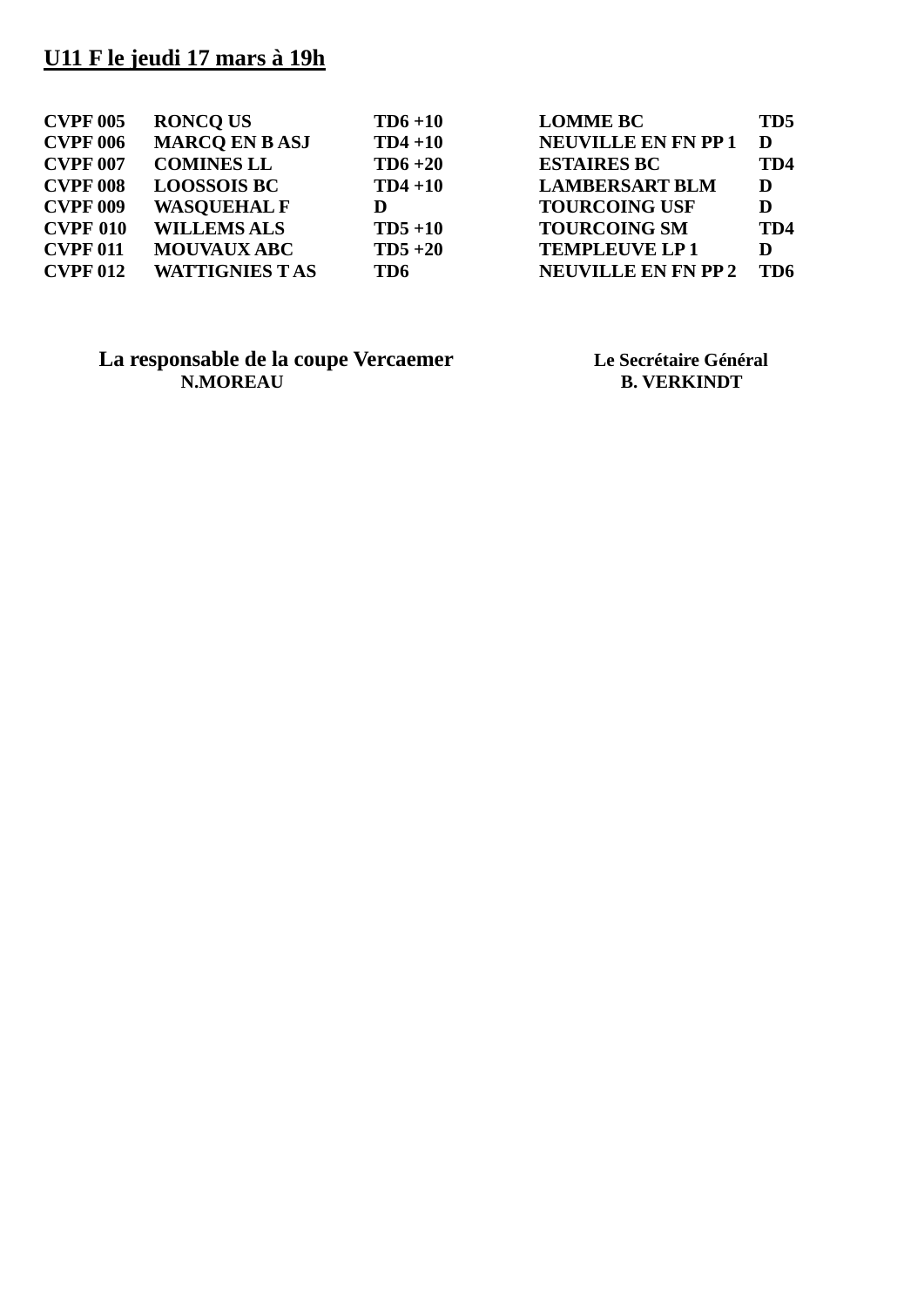**U11 F le jeudi 17 mars à 19h**

| | | | | |
|---|---|---|---|---|
| **CVPF 005** | **RONCQ US** | **TD6 +10** | **LOMME BC** | **TD5** |
| **CVPF 006** | **MARCQ EN B ASJ** | **TD4 +10** | **NEUVILLE EN FN PP 1** | **D** |
| **CVPF 007** | **COMINES LL** | **TD6 +20** | **ESTAIRES BC** | **TD4** |
| **CVPF 008** | **LOOSSOIS BC** | **TD4 +10** | **LAMBERSART BLM** | **D** |
| **CVPF 009** | **WASQUEHAL F** | **D** | **TOURCOING USF** | **D** |
| **CVPF 010** | **WILLEMS ALS** | **TD5 +10** | **TOURCOING SM** | **TD4** |
| **CVPF 011** | **MOUVAUX ABC** | **TD5 +20** | **TEMPLEUVE LP 1** | **D** |
| **CVPF 012** | **WATTIGNIES T AS** | **TD6** | **NEUVILLE EN FN PP 2** | **TD6** |

**La responsable de la coupe Vercaemer**
**N.MOREAU**

**Le Secrétaire Général**
**B. VERKINDT**